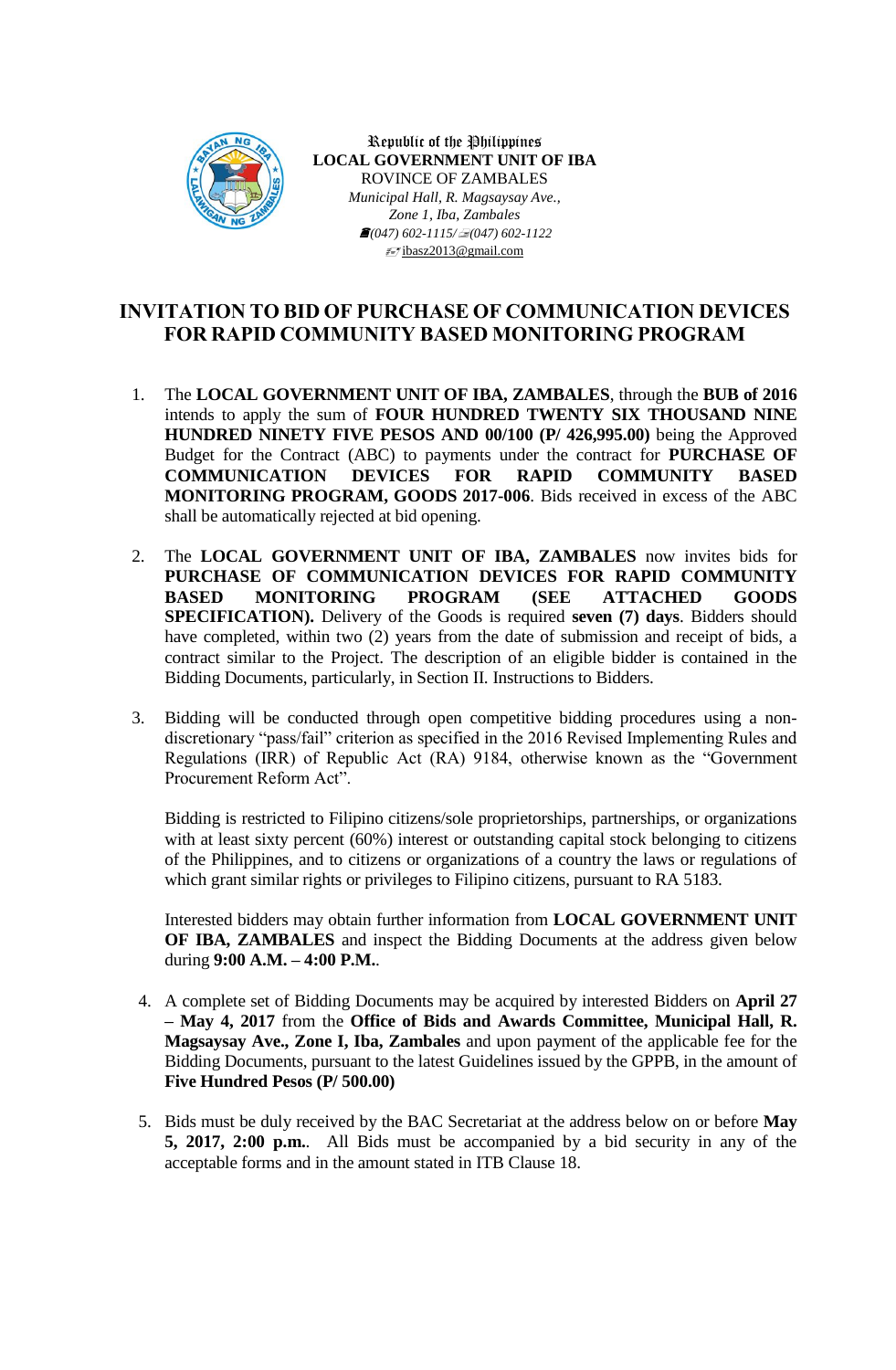Republic of the Philippines
**LOCAL GOVERNMENT UNIT OF IBA**
ROVINCE OF ZAMBALES
*Municipal Hall, R. Magsaysay Ave.,*
*Zone 1, Iba, Zambales*
*(047) 602-1115/ (047) 602-1122*
ibasz2013@gmail.com

# INVITATION TO BID OF PURCHASE OF COMMUNICATION DEVICES FOR RAPID COMMUNITY BASED MONITORING PROGRAM

1. The **LOCAL GOVERNMENT UNIT OF IBA, ZAMBALES**, through the **BUB of 2016** intends to apply the sum of **FOUR HUNDRED TWENTY SIX THOUSAND NINE HUNDRED NINETY FIVE PESOS AND 00/100 (P/ 426,995.00)** being the Approved Budget for the Contract (ABC) to payments under the contract for **PURCHASE OF COMMUNICATION DEVICES FOR RAPID COMMUNITY BASED MONITORING PROGRAM, GOODS 2017-006**. Bids received in excess of the ABC shall be automatically rejected at bid opening.

2. The **LOCAL GOVERNMENT UNIT OF IBA, ZAMBALES** now invites bids for **PURCHASE OF COMMUNICATION DEVICES FOR RAPID COMMUNITY BASED MONITORING PROGRAM (SEE ATTACHED GOODS SPECIFICATION).** Delivery of the Goods is required **seven (7) days**. Bidders should have completed, within two (2) years from the date of submission and receipt of bids, a contract similar to the Project. The description of an eligible bidder is contained in the Bidding Documents, particularly, in Section II. Instructions to Bidders.

3. Bidding will be conducted through open competitive bidding procedures using a non-discretionary "pass/fail" criterion as specified in the 2016 Revised Implementing Rules and Regulations (IRR) of Republic Act (RA) 9184, otherwise known as the "Government Procurement Reform Act".

   Bidding is restricted to Filipino citizens/sole proprietorships, partnerships, or organizations with at least sixty percent (60%) interest or outstanding capital stock belonging to citizens of the Philippines, and to citizens or organizations of a country the laws or regulations of which grant similar rights or privileges to Filipino citizens, pursuant to RA 5183.

   Interested bidders may obtain further information from **LOCAL GOVERNMENT UNIT OF IBA, ZAMBALES** and inspect the Bidding Documents at the address given below during **9:00 A.M. – 4:00 P.M.**.

4. A complete set of Bidding Documents may be acquired by interested Bidders on **April 27 – May 4, 2017** from the **Office of Bids and Awards Committee, Municipal Hall, R. Magsaysay Ave., Zone I, Iba, Zambales** and upon payment of the applicable fee for the Bidding Documents, pursuant to the latest Guidelines issued by the GPPB, in the amount of **Five Hundred Pesos (P/ 500.00)**

5. Bids must be duly received by the BAC Secretariat at the address below on or before **May 5, 2017, 2:00 p.m.**. All Bids must be accompanied by a bid security in any of the acceptable forms and in the amount stated in ITB Clause 18.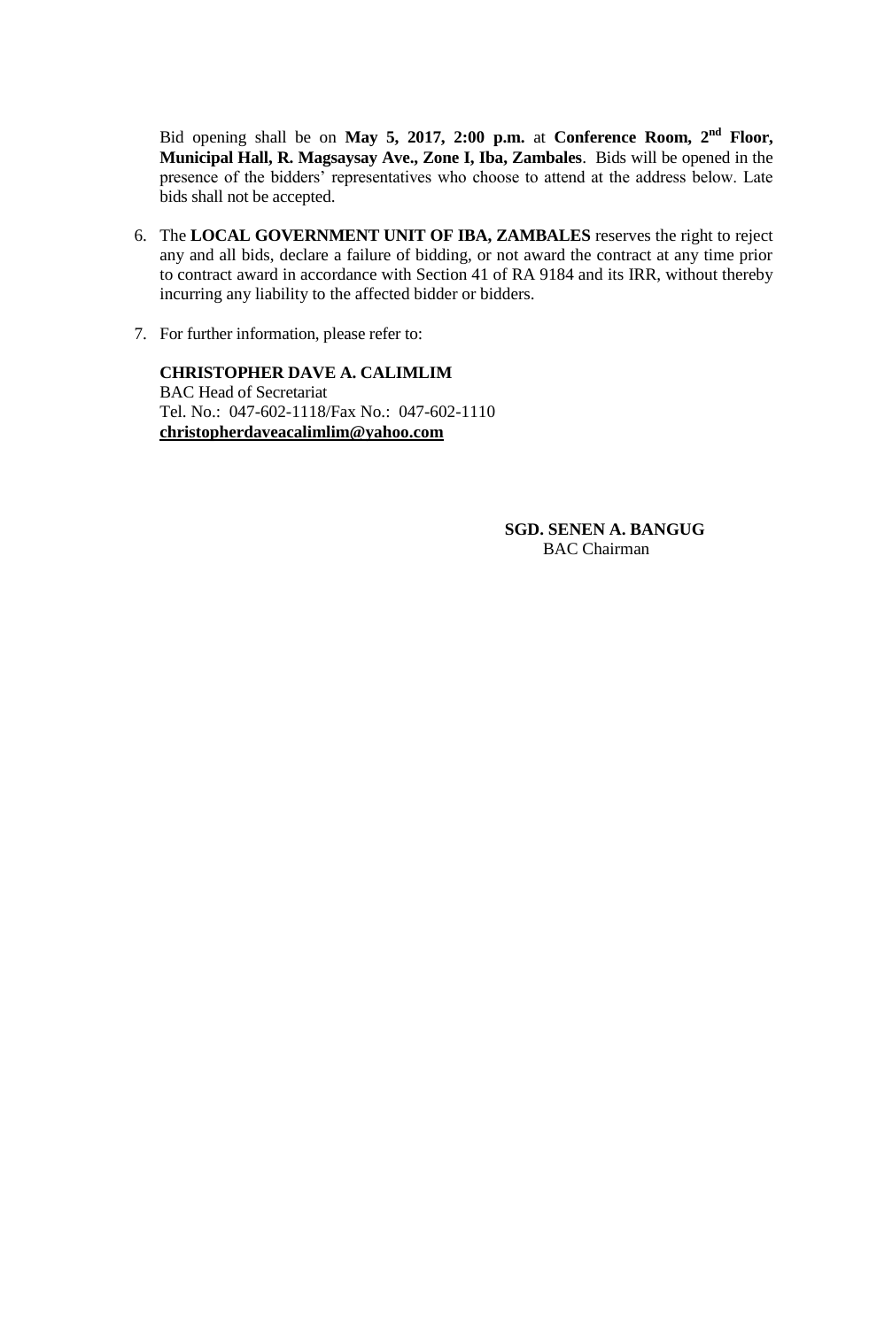Bid opening shall be on **May 5, 2017, 2:00 p.m.** at **Conference Room, 2nd Floor, Municipal Hall, R. Magsaysay Ave., Zone I, Iba, Zambales**. Bids will be opened in the presence of the bidders' representatives who choose to attend at the address below. Late bids shall not be accepted.

6. The **LOCAL GOVERNMENT UNIT OF IBA, ZAMBALES** reserves the right to reject any and all bids, declare a failure of bidding, or not award the contract at any time prior to contract award in accordance with Section 41 of RA 9184 and its IRR, without thereby incurring any liability to the affected bidder or bidders.

7. For further information, please refer to:

   **CHRISTOPHER DAVE A. CALIMLIM**
   BAC Head of Secretariat
   Tel. No.: 047-602-1118/Fax No.: 047-602-1110
   **christopherdaveacalimlim@yahoo.com**

**SGD. SENEN A. BANGUG**
BAC Chairman